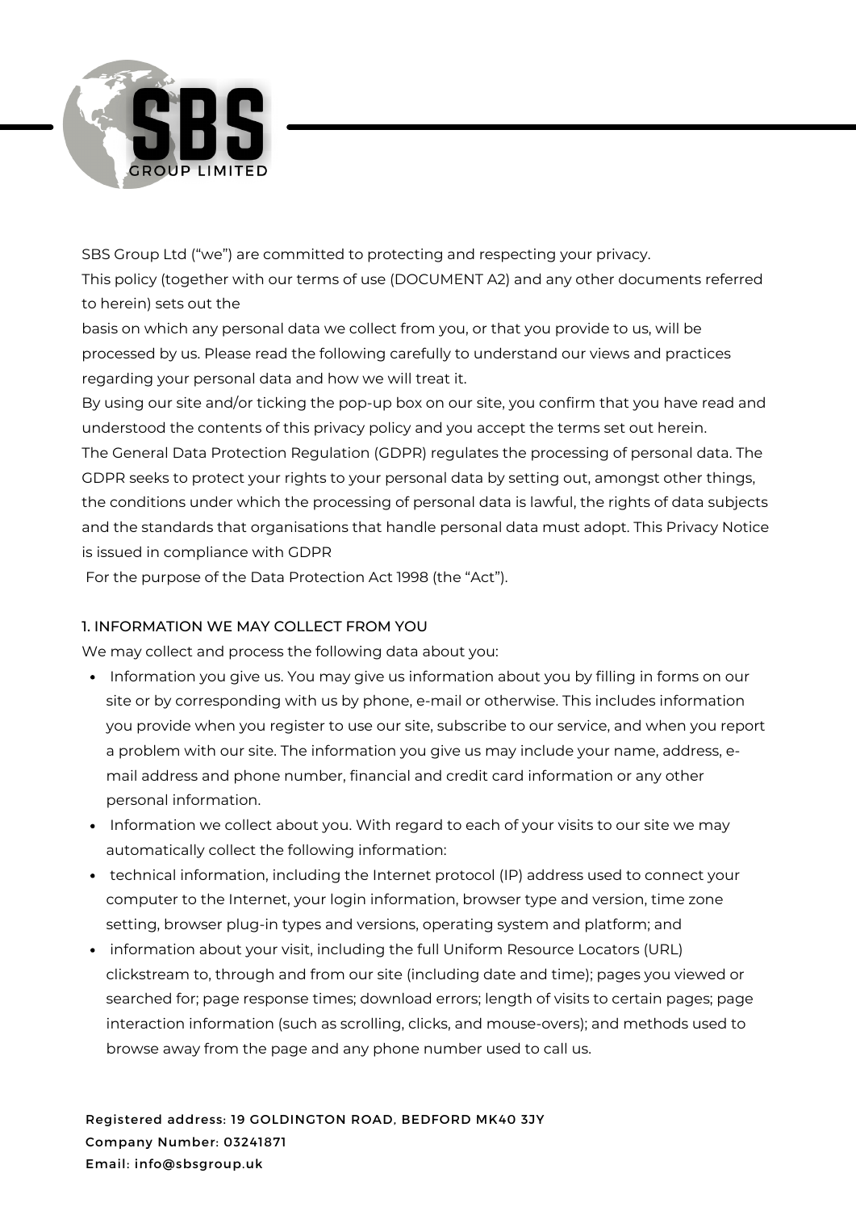SBS Group Ltd ("we") are committed to protecting and respecting your privacy.

This policy (together with our terms of use (DOCUMENT A2) and any other documents referred to herein) sets out the basis on which any personal data we collect from you, or that you provide to us, will be processed by us. Please read the following carefully to understand our views and practices regarding your personal data and how we will treat it.

By using our site and/or ticking the pop-up box on our site, you confirm that you have read and understood the contents of this privacy policy and you accept the terms set out herein.

The General Data Protection Regulation (GDPR) regulates the processing of personal data. The GDPR seeks to protect your rights to your personal data by setting out, amongst other things, the conditions under which the processing of personal data is lawful, the rights of data subjects and the standards that organisations that handle personal data must adopt. This Privacy Notice is issued in compliance with GDPR

For the purpose of the Data Protection Act 1998 (the "Act").

## 1. INFORMATION WE MAY COLLECT FROM YOU

We may collect and process the following data about you:

- Information you give us. You may give us information about you by filling in forms on our site or by corresponding with us by phone, e-mail or otherwise. This includes information you provide when you register to use our site, subscribe to our service, and when you report a problem with our site. The information you give us may include your name, address, e-mail address and phone number, financial and credit card information or any other personal information.
- Information we collect about you. With regard to each of your visits to our site we may automatically collect the following information:
- technical information, including the Internet protocol (IP) address used to connect your computer to the Internet, your login information, browser type and version, time zone setting, browser plug-in types and versions, operating system and platform; and
- information about your visit, including the full Uniform Resource Locators (URL) clickstream to, through and from our site (including date and time); pages you viewed or searched for; page response times; download errors; length of visits to certain pages; page interaction information (such as scrolling, clicks, and mouse-overs); and methods used to browse away from the page and any phone number used to call us.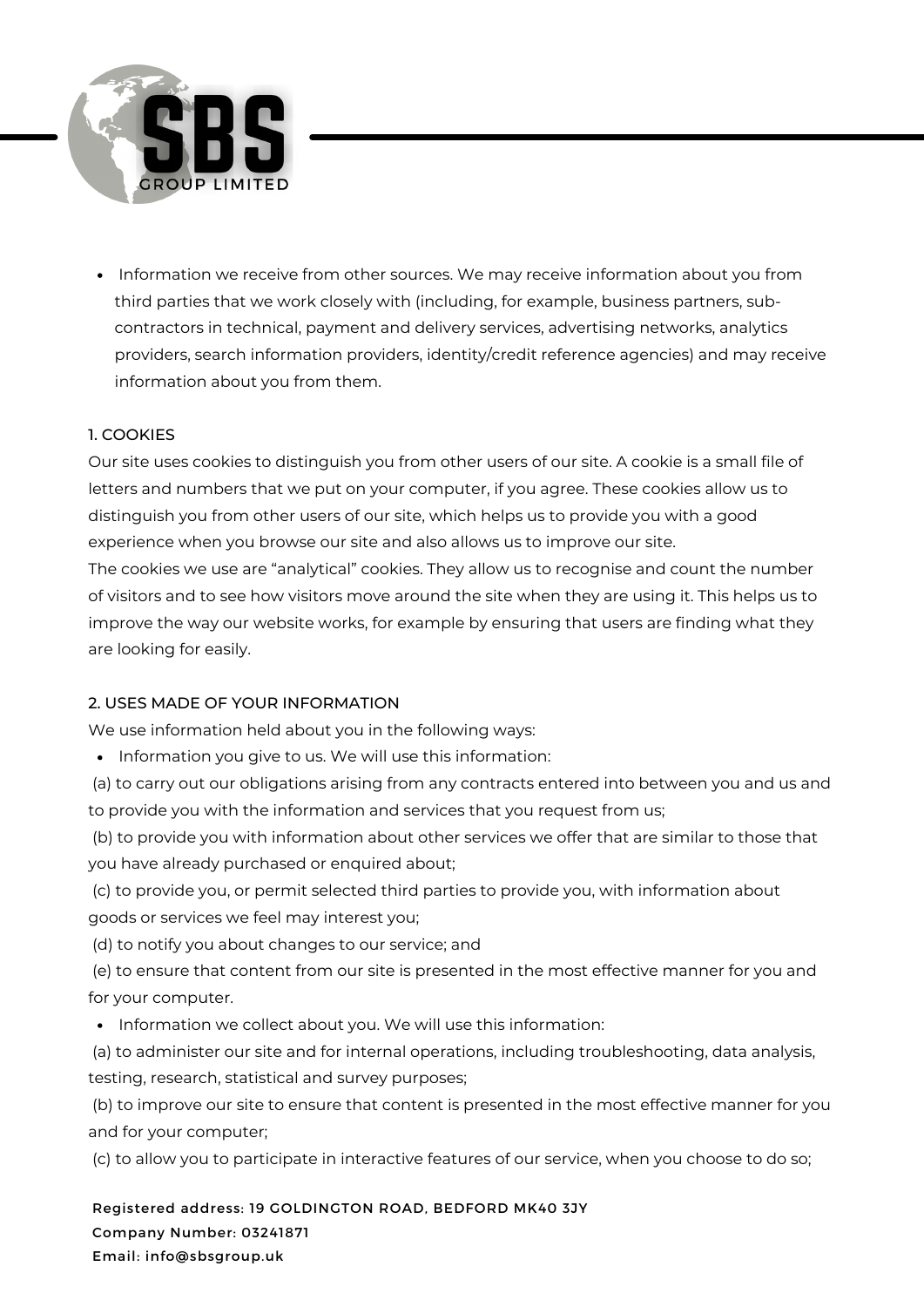- Information we receive from other sources. We may receive information about you from third parties that we work closely with (including, for example, business partners, sub-contractors in technical, payment and delivery services, advertising networks, analytics providers, search information providers, identity/credit reference agencies) and may receive information about you from them.

## 1. COOKIES

Our site uses cookies to distinguish you from other users of our site. A cookie is a small file of letters and numbers that we put on your computer, if you agree. These cookies allow us to distinguish you from other users of our site, which helps us to provide you with a good experience when you browse our site and also allows us to improve our site.

The cookies we use are "analytical" cookies. They allow us to recognise and count the number of visitors and to see how visitors move around the site when they are using it. This helps us to improve the way our website works, for example by ensuring that users are finding what they are looking for easily.

## 2. USES MADE OF YOUR INFORMATION

We use information held about you in the following ways:

- Information you give to us. We will use this information:

(a) to carry out our obligations arising from any contracts entered into between you and us and to provide you with the information and services that you request from us;

(b) to provide you with information about other services we offer that are similar to those that you have already purchased or enquired about;

(c) to provide you, or permit selected third parties to provide you, with information about goods or services we feel may interest you;

(d) to notify you about changes to our service; and

(e) to ensure that content from our site is presented in the most effective manner for you and for your computer.

- Information we collect about you. We will use this information:

(a) to administer our site and for internal operations, including troubleshooting, data analysis, testing, research, statistical and survey purposes;

(b) to improve our site to ensure that content is presented in the most effective manner for you and for your computer;

(c) to allow you to participate in interactive features of our service, when you choose to do so;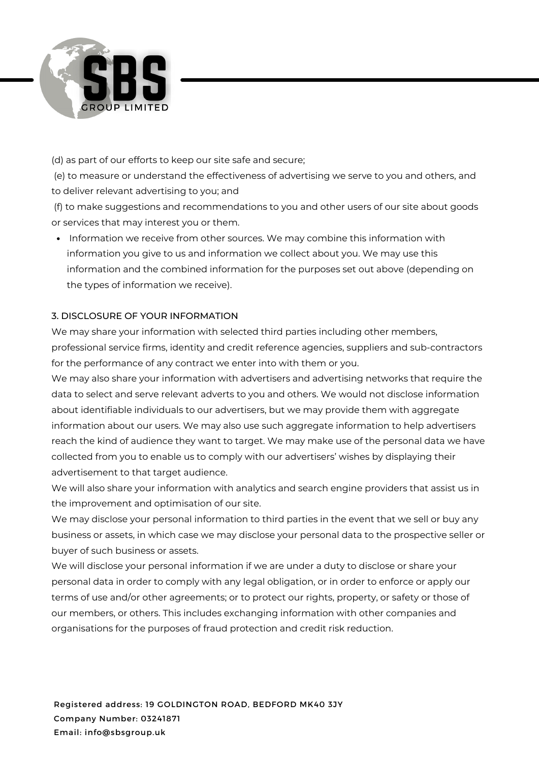(d) as part of our efforts to keep our site safe and secure;

(e) to measure or understand the effectiveness of advertising we serve to you and others, and to deliver relevant advertising to you; and

(f) to make suggestions and recommendations to you and other users of our site about goods or services that may interest you or them.

- Information we receive from other sources. We may combine this information with information you give to us and information we collect about you. We may use this information and the combined information for the purposes set out above (depending on the types of information we receive).

## 3. DISCLOSURE OF YOUR INFORMATION

We may share your information with selected third parties including other members, professional service firms, identity and credit reference agencies, suppliers and sub-contractors for the performance of any contract we enter into with them or you.

We may also share your information with advertisers and advertising networks that require the data to select and serve relevant adverts to you and others. We would not disclose information about identifiable individuals to our advertisers, but we may provide them with aggregate information about our users. We may also use such aggregate information to help advertisers reach the kind of audience they want to target. We may make use of the personal data we have collected from you to enable us to comply with our advertisers' wishes by displaying their advertisement to that target audience.

We will also share your information with analytics and search engine providers that assist us in the improvement and optimisation of our site.

We may disclose your personal information to third parties in the event that we sell or buy any business or assets, in which case we may disclose your personal data to the prospective seller or buyer of such business or assets.

We will disclose your personal information if we are under a duty to disclose or share your personal data in order to comply with any legal obligation, or in order to enforce or apply our terms of use and/or other agreements; or to protect our rights, property, or safety or those of our members, or others. This includes exchanging information with other companies and organisations for the purposes of fraud protection and credit risk reduction.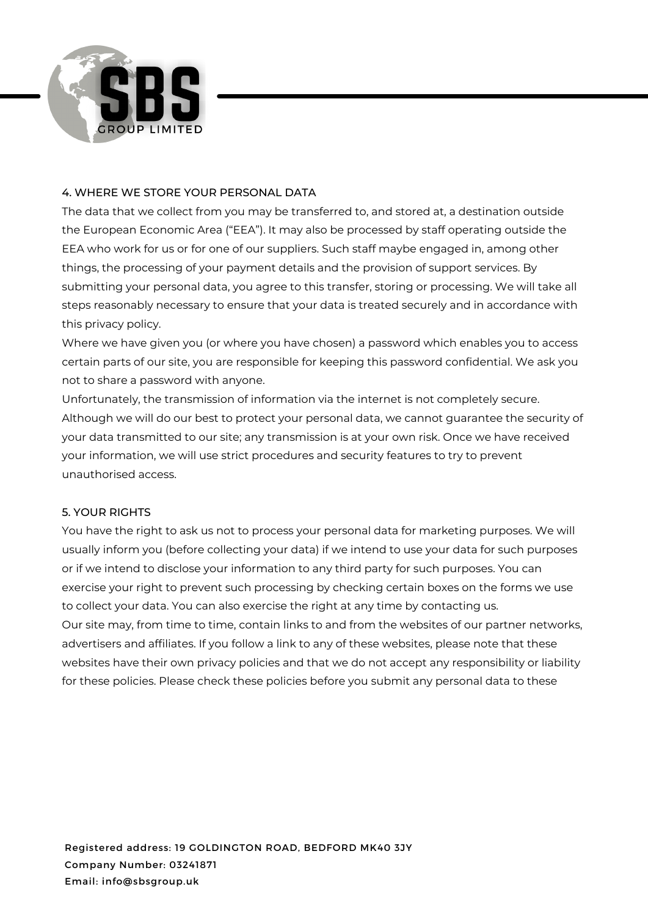## 4. WHERE WE STORE YOUR PERSONAL DATA

The data that we collect from you may be transferred to, and stored at, a destination outside the European Economic Area ("EEA"). It may also be processed by staff operating outside the EEA who work for us or for one of our suppliers. Such staff maybe engaged in, among other things, the processing of your payment details and the provision of support services. By submitting your personal data, you agree to this transfer, storing or processing. We will take all steps reasonably necessary to ensure that your data is treated securely and in accordance with this privacy policy.

Where we have given you (or where you have chosen) a password which enables you to access certain parts of our site, you are responsible for keeping this password confidential. We ask you not to share a password with anyone.

Unfortunately, the transmission of information via the internet is not completely secure. Although we will do our best to protect your personal data, we cannot guarantee the security of your data transmitted to our site; any transmission is at your own risk. Once we have received your information, we will use strict procedures and security features to try to prevent unauthorised access.

## 5. YOUR RIGHTS

You have the right to ask us not to process your personal data for marketing purposes. We will usually inform you (before collecting your data) if we intend to use your data for such purposes or if we intend to disclose your information to any third party for such purposes. You can exercise your right to prevent such processing by checking certain boxes on the forms we use to collect your data. You can also exercise the right at any time by contacting us.

Our site may, from time to time, contain links to and from the websites of our partner networks, advertisers and affiliates. If you follow a link to any of these websites, please note that these websites have their own privacy policies and that we do not accept any responsibility or liability for these policies. Please check these policies before you submit any personal data to these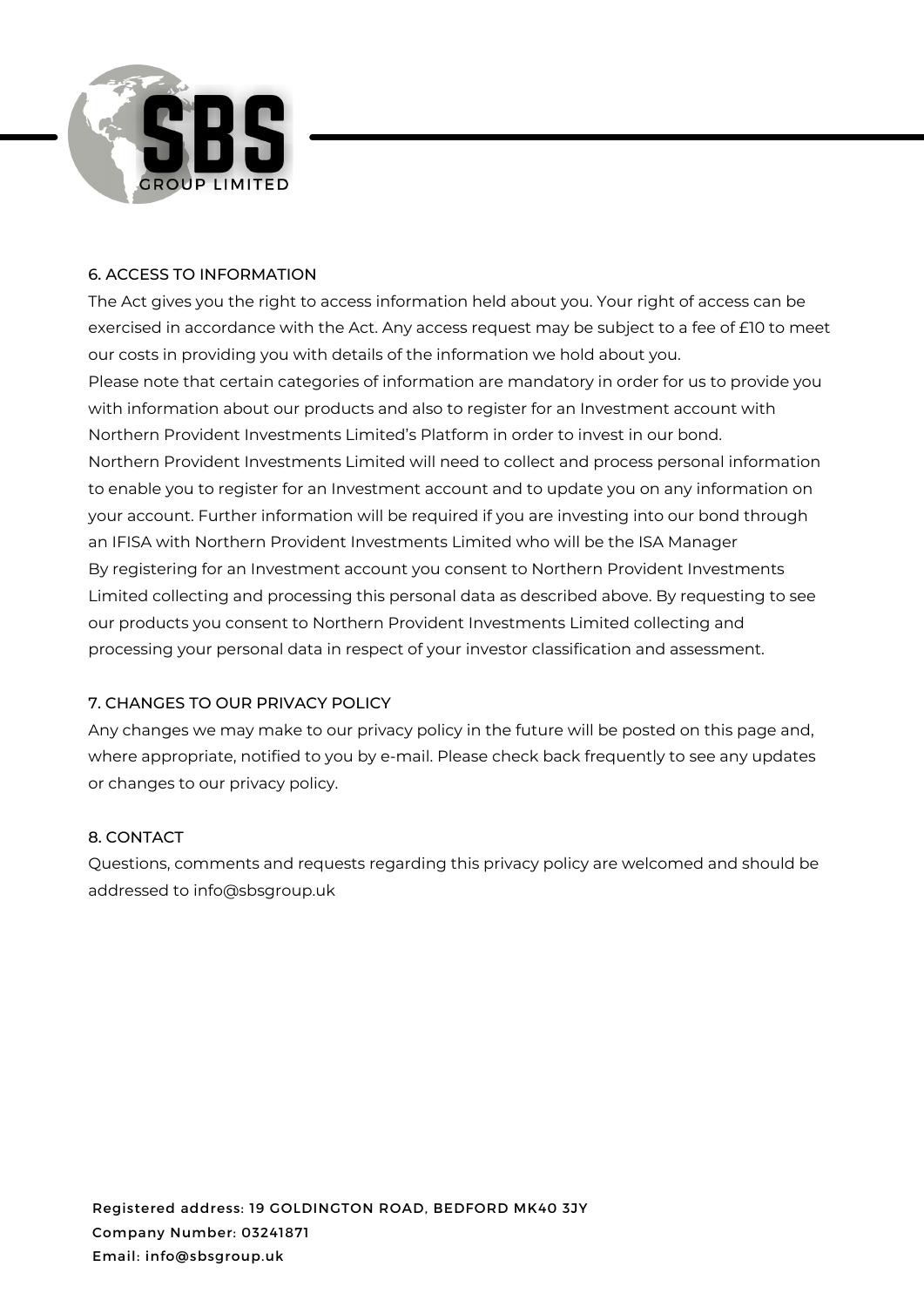## 6. ACCESS TO INFORMATION

The Act gives you the right to access information held about you. Your right of access can be exercised in accordance with the Act. Any access request may be subject to a fee of £10 to meet our costs in providing you with details of the information we hold about you.

Please note that certain categories of information are mandatory in order for us to provide you with information about our products and also to register for an Investment account with Northern Provident Investments Limited's Platform in order to invest in our bond.

Northern Provident Investments Limited will need to collect and process personal information to enable you to register for an Investment account and to update you on any information on your account. Further information will be required if you are investing into our bond through an IFISA with Northern Provident Investments Limited who will be the ISA Manager

By registering for an Investment account you consent to Northern Provident Investments Limited collecting and processing this personal data as described above. By requesting to see our products you consent to Northern Provident Investments Limited collecting and processing your personal data in respect of your investor classification and assessment.

## 7. CHANGES TO OUR PRIVACY POLICY

Any changes we may make to our privacy policy in the future will be posted on this page and, where appropriate, notified to you by e-mail. Please check back frequently to see any updates or changes to our privacy policy.

## 8. CONTACT

Questions, comments and requests regarding this privacy policy are welcomed and should be addressed to info@sbsgroup.uk